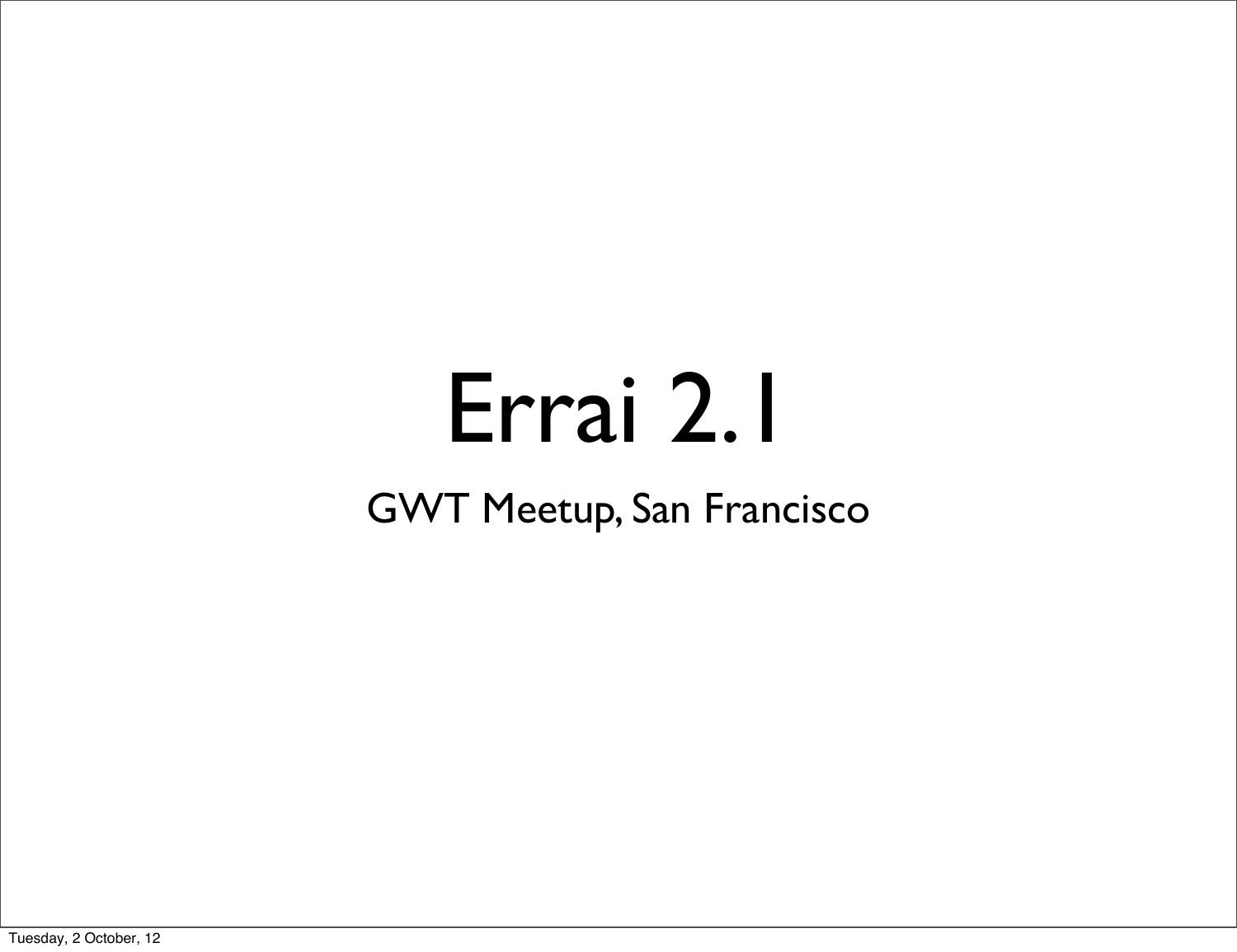# Errai 2.1

GWT Meetup, San Francisco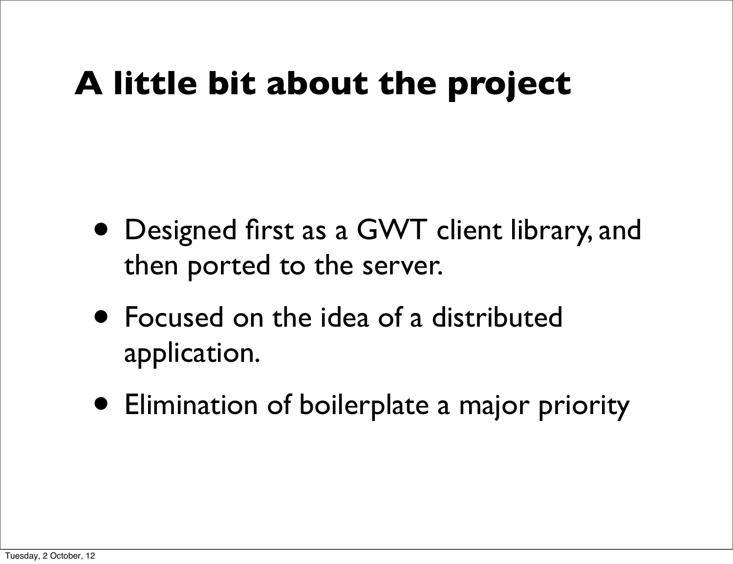# A little bit about the project

- Designed first as a GWT client library, and then ported to the server.
- Focused on the idea of a distributed application.
- Elimination of boilerplate a major priority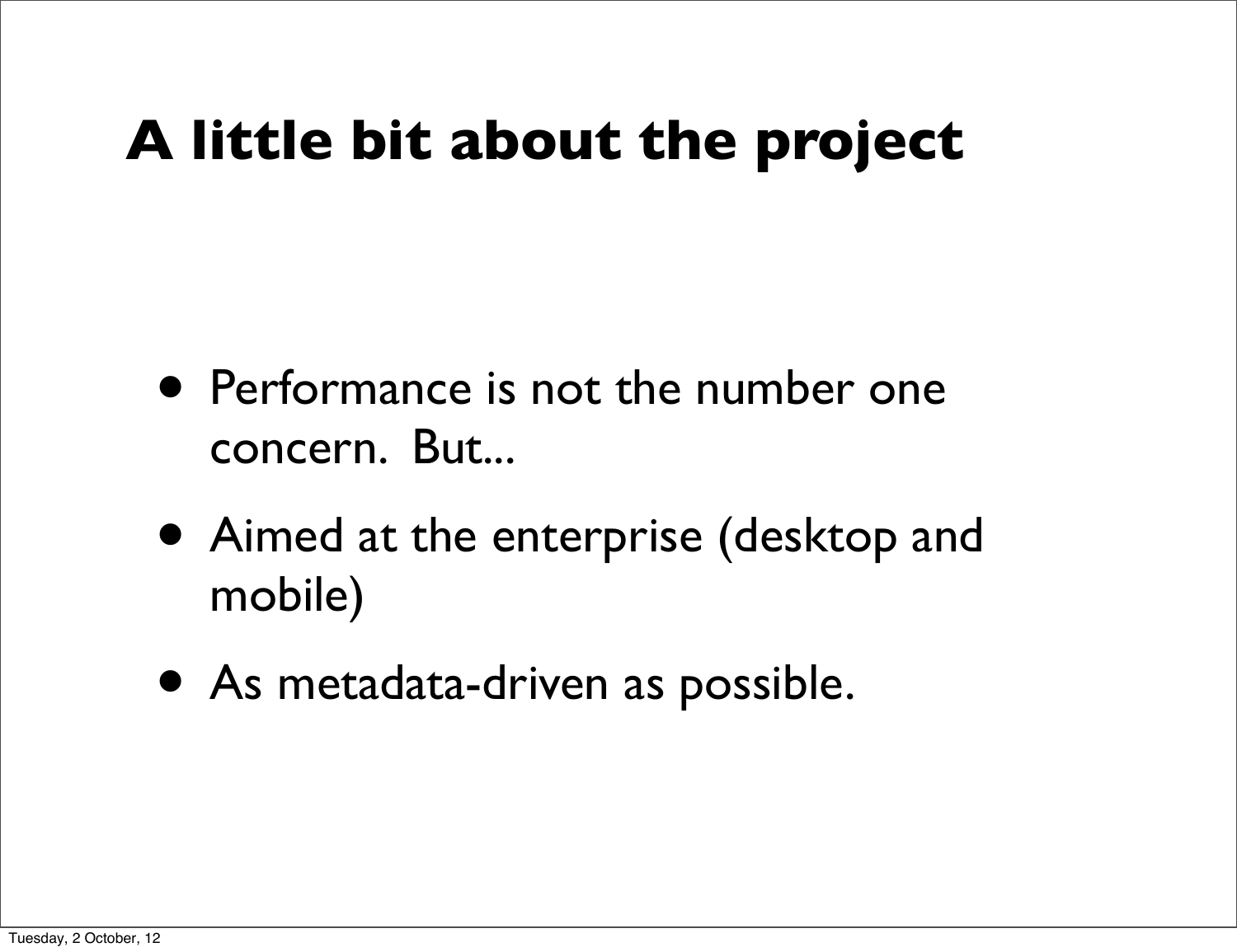# A little bit about the project

- Performance is not the number one concern. But...
- Aimed at the enterprise (desktop and mobile)
- As metadata-driven as possible.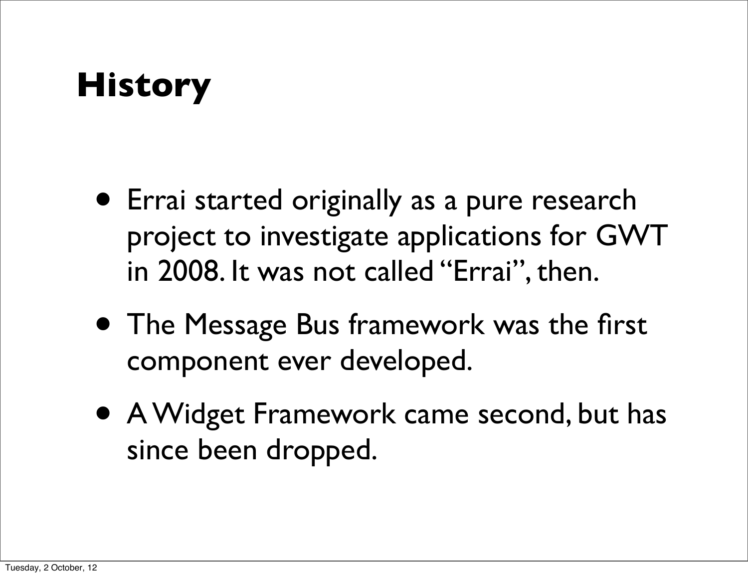# History

- Errai started originally as a pure research project to investigate applications for GWT in 2008. It was not called "Errai", then.
- The Message Bus framework was the first component ever developed.
- A Widget Framework came second, but has since been dropped.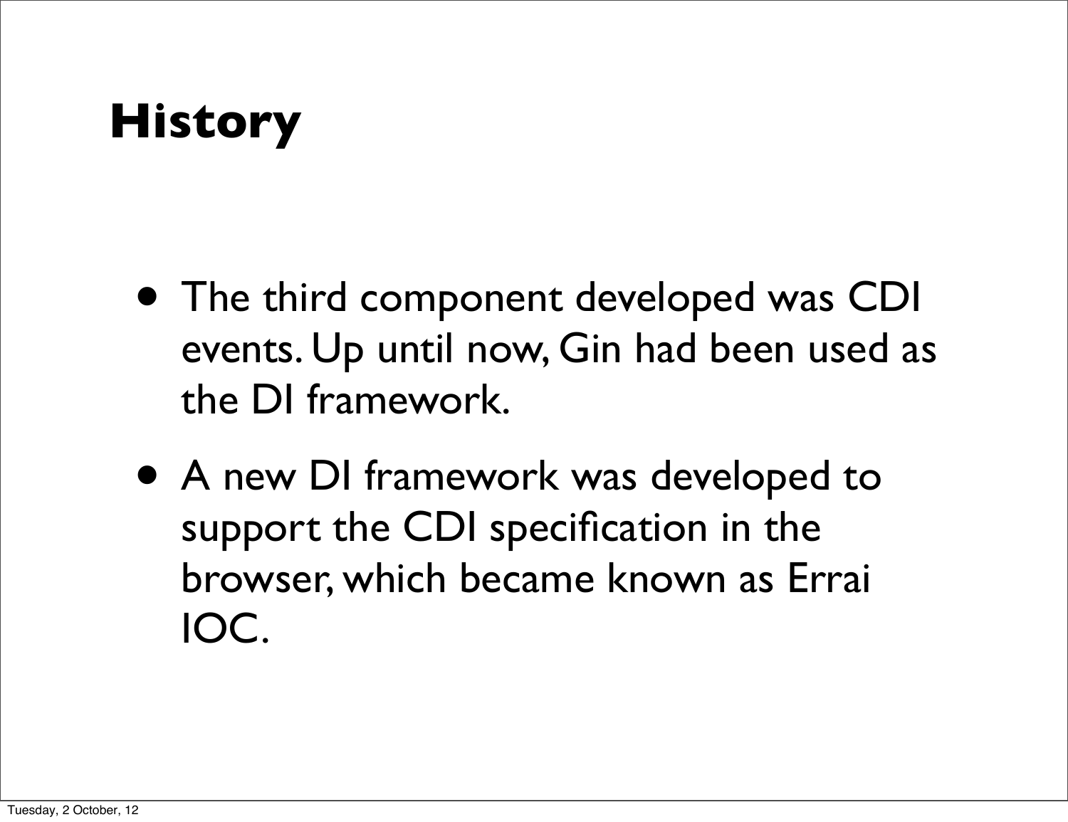# History

- The third component developed was CDI events. Up until now, Gin had been used as the DI framework.
- A new DI framework was developed to support the CDI specification in the browser, which became known as Errai IOC.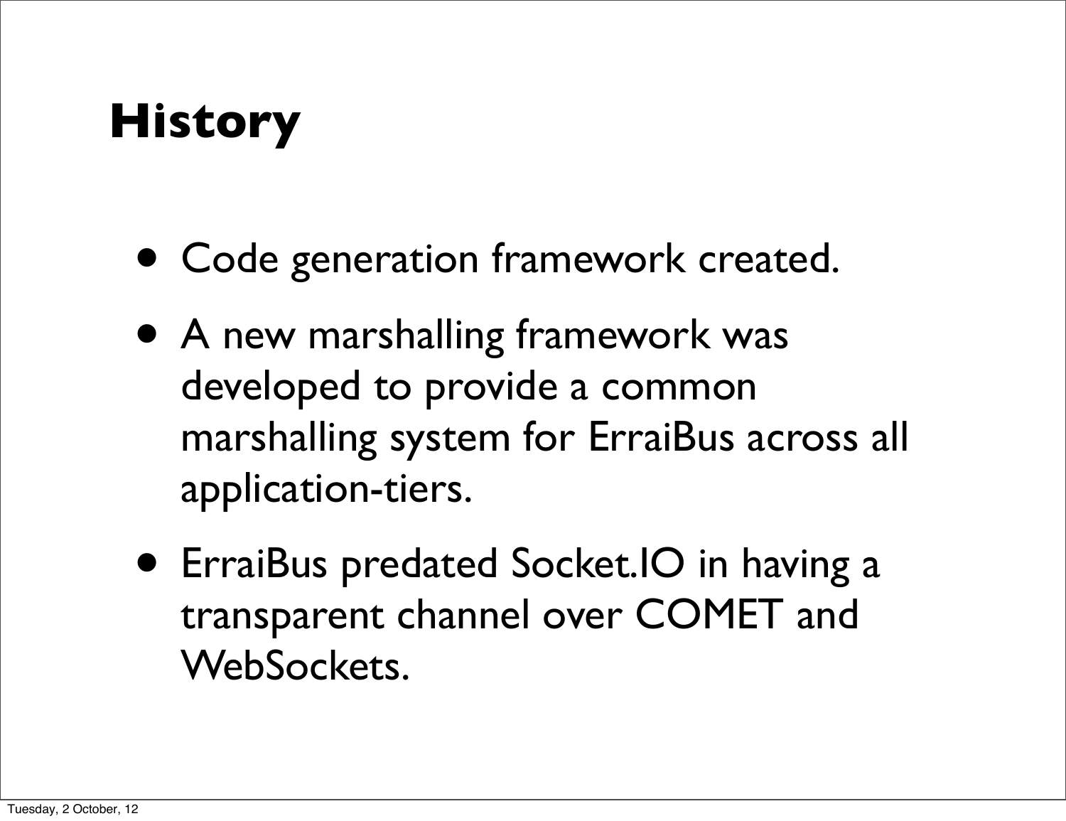# History

- Code generation framework created.
- A new marshalling framework was developed to provide a common marshalling system for ErraiBus across all application-tiers.
- ErraiBus predated Socket.IO in having a transparent channel over COMET and WebSockets.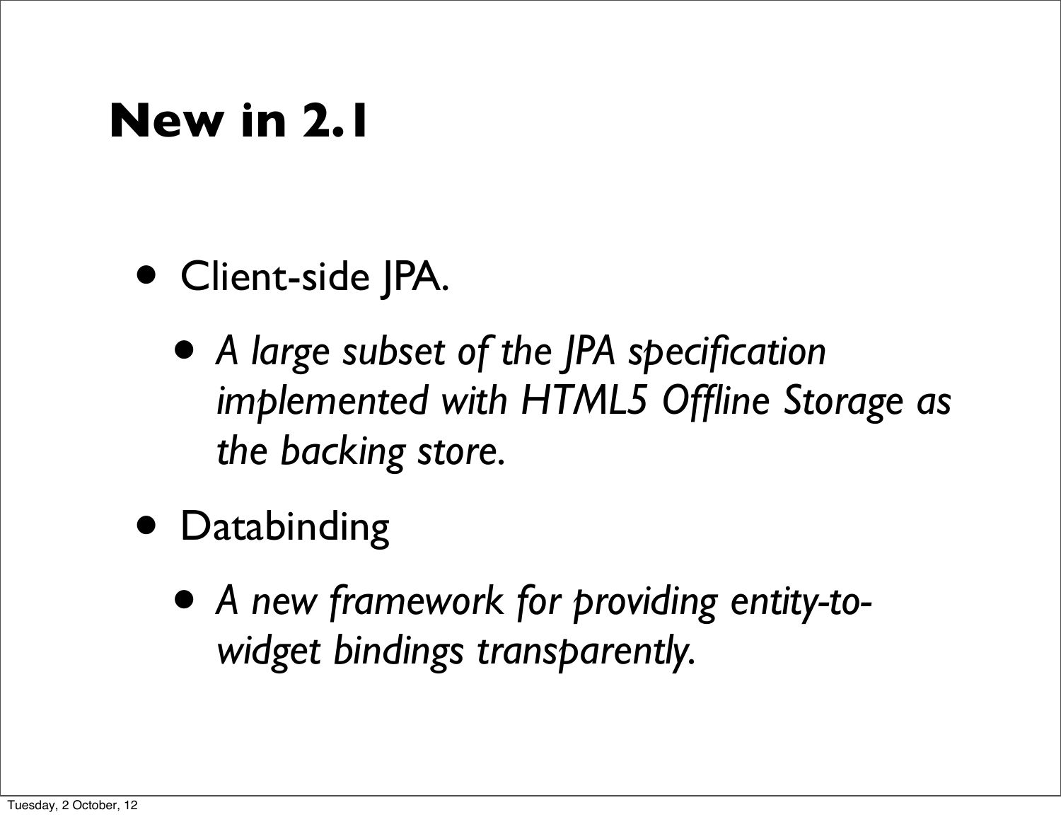# New in 2.1

- Client-side JPA.
  - *A large subset of the JPA specification implemented with HTML5 Offline Storage as the backing store.*
- Databinding
  - *A new framework for providing entity-to-widget bindings transparently.*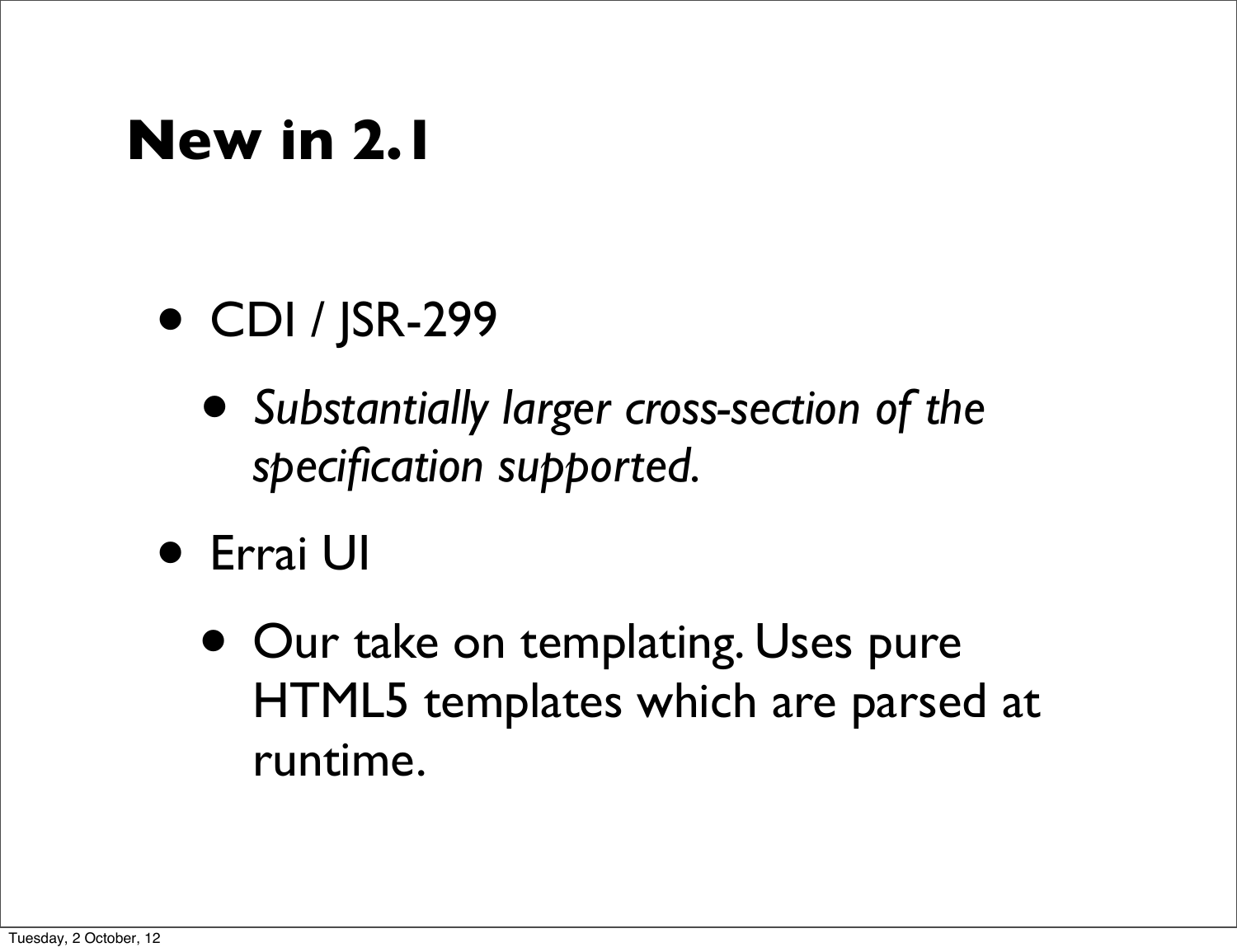# New in 2.1

- CDI / JSR-299
  - *Substantially larger cross-section of the specification supported.*
- Errai UI
  - Our take on templating. Uses pure HTML5 templates which are parsed at runtime.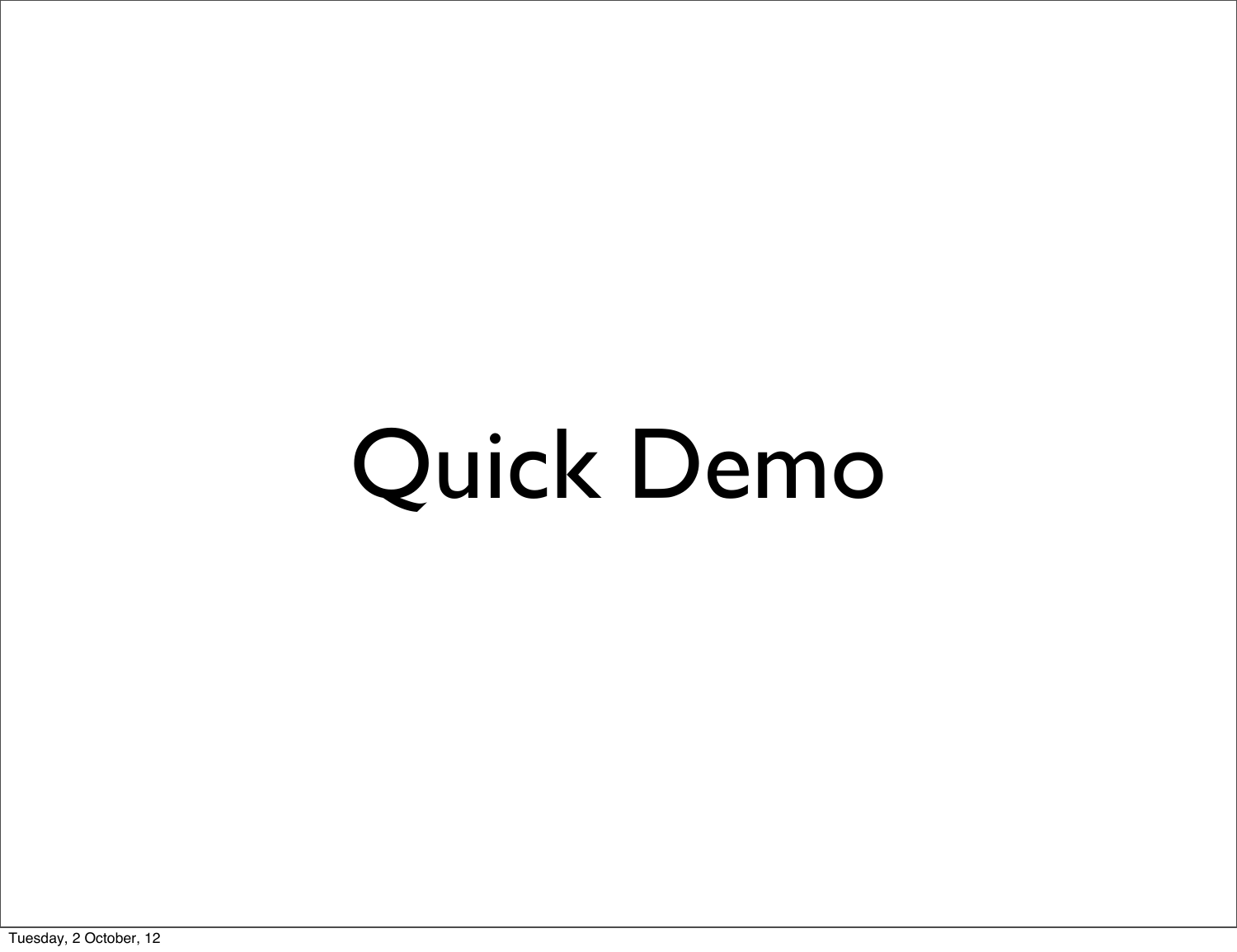# Quick Demo